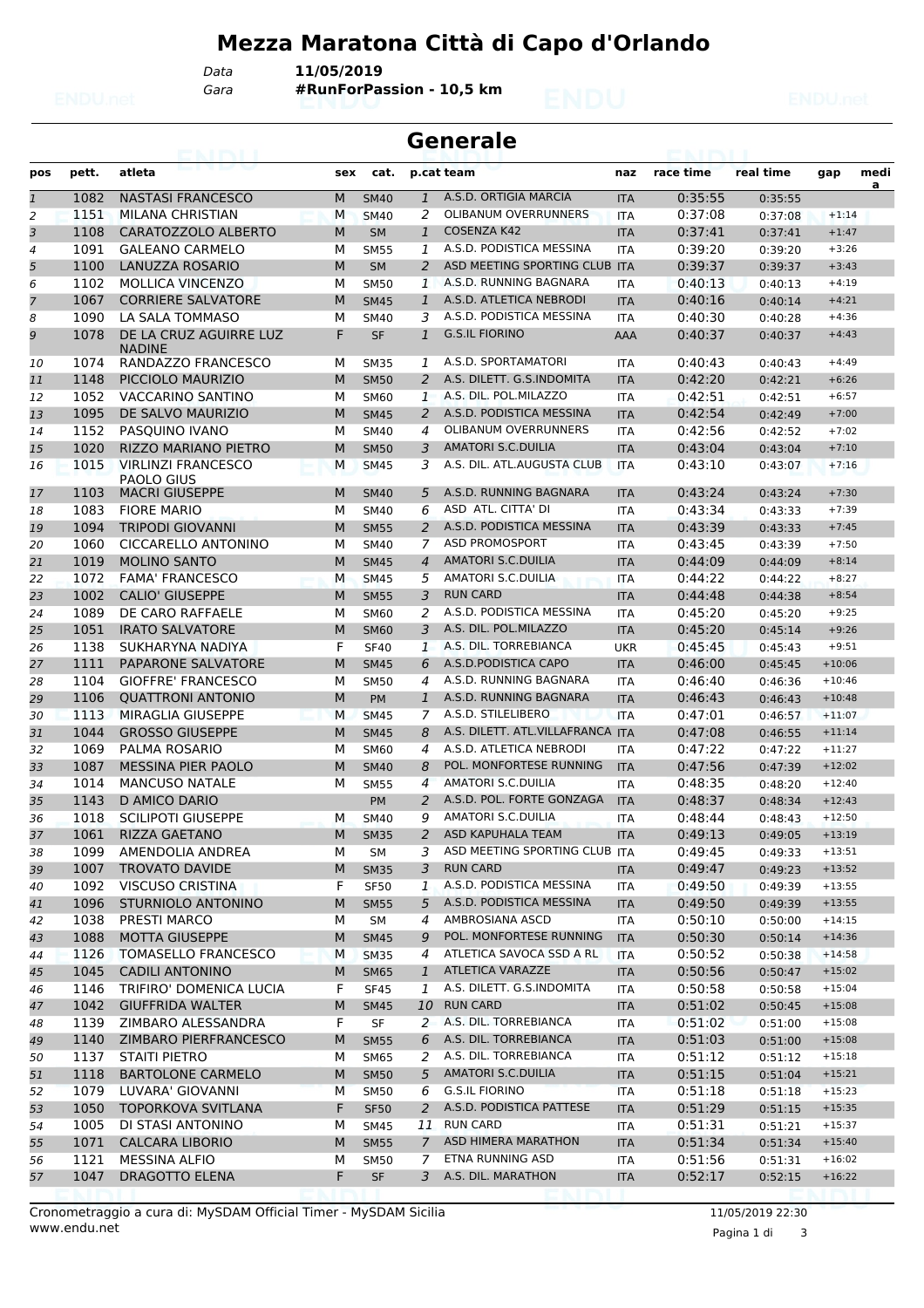# Mezza Maratona Città di Capo d'Orlando

Data **11/05/2019**

Gara **#RunForPassion - 10,5 km**

## Generale

| pos | pett. | atleta | sex | cat. | p.cat | team | naz | race time | real time | gap | media |
|---|---|---|---|---|---|---|---|---|---|---|---|
| 1 | 1082 | NASTASI FRANCESCO | M | SM40 | 1 | A.S.D. ORTIGIA MARCIA | ITA | 0:35:55 | 0:35:55 | | |
| 2 | 1151 | MILANA CHRISTIAN | M | SM40 | 2 | OLIBANUM OVERRUNNERS | ITA | 0:37:08 | 0:37:08 | +1:14 | |
| 3 | 1108 | CARATOZZOLO ALBERTO | M | SM | 1 | COSENZA K42 | ITA | 0:37:41 | 0:37:41 | +1:47 | |
| 4 | 1091 | GALEANO CARMELO | M | SM55 | 1 | A.S.D. PODISTICA MESSINA | ITA | 0:39:20 | 0:39:20 | +3:26 | |
| 5 | 1100 | LANUZZA ROSARIO | M | SM | 2 | ASD MEETING SPORTING CLUB | ITA | 0:39:37 | 0:39:37 | +3:43 | |
| 6 | 1102 | MOLLICA VINCENZO | M | SM50 | 1 | A.S.D. RUNNING BAGNARA | ITA | 0:40:13 | 0:40:13 | +4:19 | |
| 7 | 1067 | CORRIERE SALVATORE | M | SM45 | 1 | A.S.D. ATLETICA NEBRODI | ITA | 0:40:16 | 0:40:14 | +4:21 | |
| 8 | 1090 | LA SALA TOMMASO | M | SM40 | 3 | A.S.D. PODISTICA MESSINA | ITA | 0:40:30 | 0:40:28 | +4:36 | |
| 9 | 1078 | DE LA CRUZ AGUIRRE LUZ NADINE | F | SF | 1 | G.S.IL FIORINO | AAA | 0:40:37 | 0:40:37 | +4:43 | |
| 10 | 1074 | RANDAZZO FRANCESCO | M | SM35 | 1 | A.S.D. SPORTAMATORI | ITA | 0:40:43 | 0:40:43 | +4:49 | |
| 11 | 1148 | PICCIOLO MAURIZIO | M | SM50 | 2 | A.S. DILETT. G.S.INDOMITA | ITA | 0:42:20 | 0:42:21 | +6:26 | |
| 12 | 1052 | VACCARINO SANTINO | M | SM60 | 1 | A.S. DIL. POL.MILAZZO | ITA | 0:42:51 | 0:42:51 | +6:57 | |
| 13 | 1095 | DE SALVO MAURIZIO | M | SM45 | 2 | A.S.D. PODISTICA MESSINA | ITA | 0:42:54 | 0:42:49 | +7:00 | |
| 14 | 1152 | PASQUINO IVANO | M | SM40 | 4 | OLIBANUM OVERRUNNERS | ITA | 0:42:56 | 0:42:52 | +7:02 | |
| 15 | 1020 | RIZZO MARIANO PIETRO | M | SM50 | 3 | AMATORI S.C.DUILIA | ITA | 0:43:04 | 0:43:04 | +7:10 | |
| 16 | 1015 | VIRLINZI FRANCESCO PAOLO GIUS | M | SM45 | 3 | A.S. DIL. ATL.AUGUSTA CLUB | ITA | 0:43:10 | 0:43:07 | +7:16 | |
| 17 | 1103 | MACRI GIUSEPPE | M | SM40 | 5 | A.S.D. RUNNING BAGNARA | ITA | 0:43:24 | 0:43:24 | +7:30 | |
| 18 | 1083 | FIORE MARIO | M | SM40 | 6 | ASD ATL. CITTA' DI | ITA | 0:43:34 | 0:43:33 | +7:39 | |
| 19 | 1094 | TRIPODI GIOVANNI | M | SM55 | 2 | A.S.D. PODISTICA MESSINA | ITA | 0:43:39 | 0:43:33 | +7:45 | |
| 20 | 1060 | CICCARELLO ANTONINO | M | SM40 | 7 | ASD PROMOSPORT | ITA | 0:43:45 | 0:43:39 | +7:50 | |
| 21 | 1019 | MOLINO SANTO | M | SM45 | 4 | AMATORI S.C.DUILIA | ITA | 0:44:09 | 0:44:09 | +8:14 | |
| 22 | 1072 | FAMA' FRANCESCO | M | SM45 | 5 | AMATORI S.C.DUILIA | ITA | 0:44:22 | 0:44:22 | +8:27 | |
| 23 | 1002 | CALIO' GIUSEPPE | M | SM55 | 3 | RUN CARD | ITA | 0:44:48 | 0:44:38 | +8:54 | |
| 24 | 1089 | DE CARO RAFFAELE | M | SM60 | 2 | A.S.D. PODISTICA MESSINA | ITA | 0:45:20 | 0:45:20 | +9:25 | |
| 25 | 1051 | IRATO SALVATORE | M | SM60 | 3 | A.S. DIL. POL.MILAZZO | ITA | 0:45:20 | 0:45:14 | +9:26 | |
| 26 | 1138 | SUKHARYNA NADIYA | F | SF40 | 1 | A.S. DIL. TORREBIANCA | UKR | 0:45:45 | 0:45:43 | +9:51 | |
| 27 | 1111 | PAPARONE SALVATORE | M | SM45 | 6 | A.S.D.PODISTICA CAPO | ITA | 0:46:00 | 0:45:45 | +10:06 | |
| 28 | 1104 | GIOFFRE' FRANCESCO | M | SM50 | 4 | A.S.D. RUNNING BAGNARA | ITA | 0:46:40 | 0:46:36 | +10:46 | |
| 29 | 1106 | QUATTRONI ANTONIO | M | PM | 1 | A.S.D. RUNNING BAGNARA | ITA | 0:46:43 | 0:46:43 | +10:48 | |
| 30 | 1113 | MIRAGLIA GIUSEPPE | M | SM45 | 7 | A.S.D. STILELIBERO | ITA | 0:47:01 | 0:46:57 | +11:07 | |
| 31 | 1044 | GROSSO GIUSEPPE | M | SM45 | 8 | A.S. DILETT. ATL.VILLAFRANCA | ITA | 0:47:08 | 0:46:55 | +11:14 | |
| 32 | 1069 | PALMA ROSARIO | M | SM60 | 4 | A.S.D. ATLETICA NEBRODI | ITA | 0:47:22 | 0:47:22 | +11:27 | |
| 33 | 1087 | MESSINA PIER PAOLO | M | SM40 | 8 | POL. MONFORTESE RUNNING | ITA | 0:47:56 | 0:47:39 | +12:02 | |
| 34 | 1014 | MANCUSO NATALE | M | SM55 | 4 | AMATORI S.C.DUILIA | ITA | 0:48:35 | 0:48:20 | +12:40 | |
| 35 | 1143 | D AMICO DARIO | | PM | 2 | A.S.D. POL. FORTE GONZAGA | ITA | 0:48:37 | 0:48:34 | +12:43 | |
| 36 | 1018 | SCILIPOTI GIUSEPPE | M | SM40 | 9 | AMATORI S.C.DUILIA | ITA | 0:48:44 | 0:48:43 | +12:50 | |
| 37 | 1061 | RIZZA GAETANO | M | SM35 | 2 | ASD KAPUHALA TEAM | ITA | 0:49:13 | 0:49:05 | +13:19 | |
| 38 | 1099 | AMENDOLIA ANDREA | M | SM | 3 | ASD MEETING SPORTING CLUB | ITA | 0:49:45 | 0:49:33 | +13:51 | |
| 39 | 1007 | TROVATO DAVIDE | M | SM35 | 3 | RUN CARD | ITA | 0:49:47 | 0:49:23 | +13:52 | |
| 40 | 1092 | VISCUSO CRISTINA | F | SF50 | 1 | A.S.D. PODISTICA MESSINA | ITA | 0:49:50 | 0:49:39 | +13:55 | |
| 41 | 1096 | STURNIOLO ANTONINO | M | SM55 | 5 | A.S.D. PODISTICA MESSINA | ITA | 0:49:50 | 0:49:39 | +13:55 | |
| 42 | 1038 | PRESTI MARCO | M | SM | 4 | AMBROSIANA ASCD | ITA | 0:50:10 | 0:50:00 | +14:15 | |
| 43 | 1088 | MOTTA GIUSEPPE | M | SM45 | 9 | POL. MONFORTESE RUNNING | ITA | 0:50:30 | 0:50:14 | +14:36 | |
| 44 | 1126 | TOMASELLO FRANCESCO | M | SM35 | 4 | ATLETICA SAVOCA SSD A RL | ITA | 0:50:52 | 0:50:38 | +14:58 | |
| 45 | 1045 | CADILI ANTONINO | M | SM65 | 1 | ATLETICA VARAZZE | ITA | 0:50:56 | 0:50:47 | +15:02 | |
| 46 | 1146 | TRIFIRO' DOMENICA LUCIA | F | SF45 | 1 | A.S. DILETT. G.S.INDOMITA | ITA | 0:50:58 | 0:50:58 | +15:04 | |
| 47 | 1042 | GIUFFRIDA WALTER | M | SM45 | 10 | RUN CARD | ITA | 0:51:02 | 0:50:45 | +15:08 | |
| 48 | 1139 | ZIMBARO ALESSANDRA | F | SF | 2 | A.S. DIL. TORREBIANCA | ITA | 0:51:02 | 0:51:00 | +15:08 | |
| 49 | 1140 | ZIMBARO PIERFRANCESCO | M | SM55 | 6 | A.S. DIL. TORREBIANCA | ITA | 0:51:03 | 0:51:00 | +15:08 | |
| 50 | 1137 | STAITI PIETRO | M | SM65 | 2 | A.S. DIL. TORREBIANCA | ITA | 0:51:12 | 0:51:12 | +15:18 | |
| 51 | 1118 | BARTOLONE CARMELO | M | SM50 | 5 | AMATORI S.C.DUILIA | ITA | 0:51:15 | 0:51:04 | +15:21 | |
| 52 | 1079 | LUVARA' GIOVANNI | M | SM50 | 6 | G.S.IL FIORINO | ITA | 0:51:18 | 0:51:18 | +15:23 | |
| 53 | 1050 | TOPORKOVA SVITLANA | F | SF50 | 2 | A.S.D. PODISTICA PATTESE | ITA | 0:51:29 | 0:51:15 | +15:35 | |
| 54 | 1005 | DI STASI ANTONINO | M | SM45 | 11 | RUN CARD | ITA | 0:51:31 | 0:51:21 | +15:37 | |
| 55 | 1071 | CALCARA LIBORIO | M | SM55 | 7 | ASD HIMERA MARATHON | ITA | 0:51:34 | 0:51:34 | +15:40 | |
| 56 | 1121 | MESSINA ALFIO | M | SM50 | 7 | ETNA RUNNING ASD | ITA | 0:51:56 | 0:51:31 | +16:02 | |
| 57 | 1047 | DRAGOTTO ELENA | F | SF | 3 | A.S. DIL. MARATHON | ITA | 0:52:17 | 0:52:15 | +16:22 | |

Cronometraggio a cura di: MySDAM Official Timer - MySDAM Sicilia
www.endu.net

11/05/2019 22:30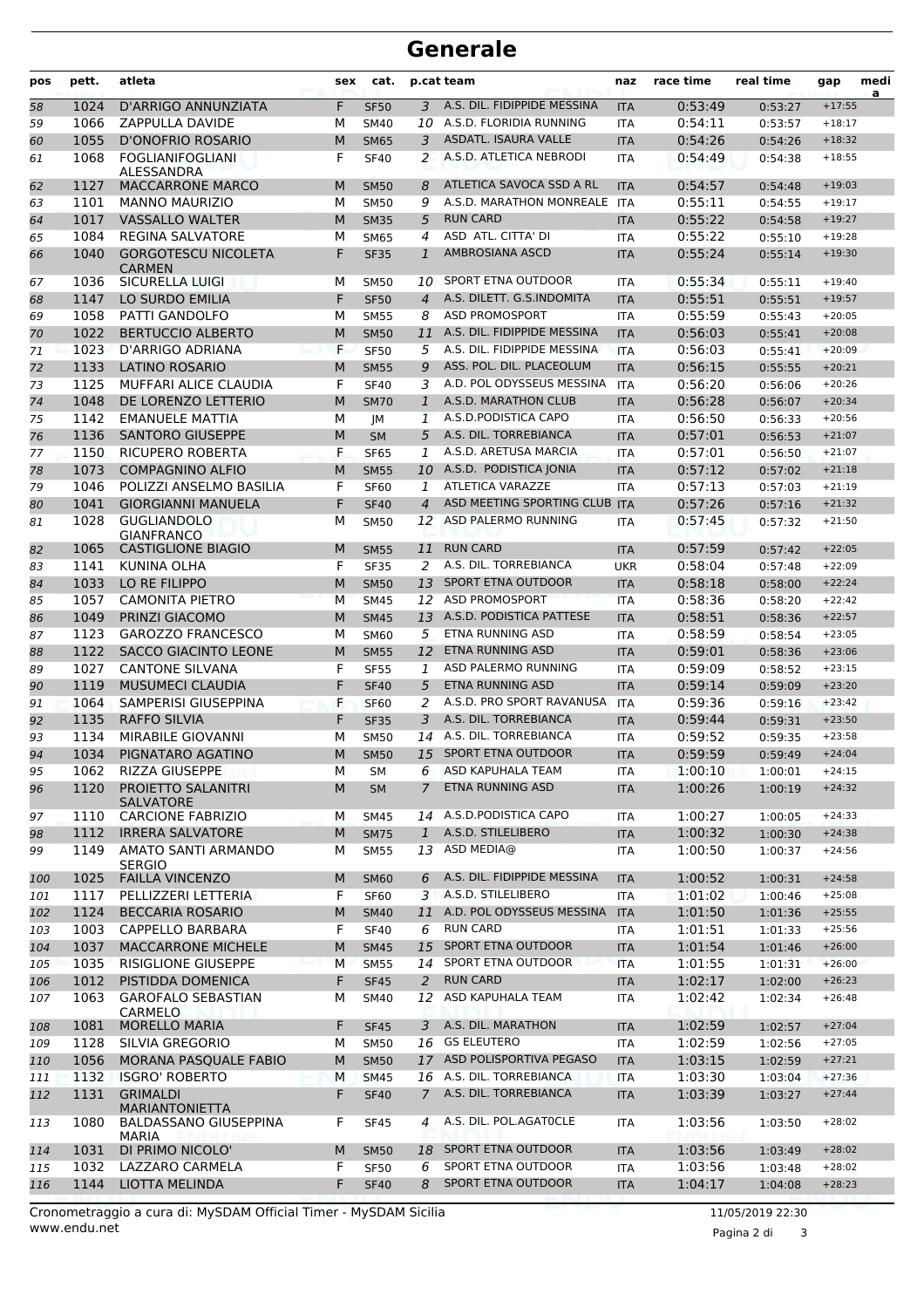# Generale

| pos | pett. | atleta | sex | cat. | p.cat | team | naz | race time | real time | gap | media |
|---|---|---|---|---|---|---|---|---|---|---|---|
| 58 | 1024 | D'ARRIGO ANNUNZIATA | F | SF50 | 3 | A.S. DIL. FIDIPPIDE MESSINA | ITA | 0:53:49 | 0:53:27 | +17:55 | |
| 59 | 1066 | ZAPPULLA DAVIDE | M | SM40 | 10 | A.S.D. FLORIDIA RUNNING | ITA | 0:54:11 | 0:53:57 | +18:17 | |
| 60 | 1055 | D'ONOFRIO ROSARIO | M | SM65 | 3 | ASDATL. ISAURA VALLE | ITA | 0:54:26 | 0:54:26 | +18:32 | |
| 61 | 1068 | FOGLIANIFOGLIANI ALESSANDRA | F | SF40 | 2 | A.S.D. ATLETICA NEBRODI | ITA | 0:54:49 | 0:54:38 | +18:55 | |
| 62 | 1127 | MACCARRONE MARCO | M | SM50 | 8 | ATLETICA SAVOCA SSD A RL | ITA | 0:54:57 | 0:54:48 | +19:03 | |
| 63 | 1101 | MANNO MAURIZIO | M | SM50 | 9 | A.S.D. MARATHON MONREALE | ITA | 0:55:11 | 0:54:55 | +19:17 | |
| 64 | 1017 | VASSALLO WALTER | M | SM35 | 5 | RUN CARD | ITA | 0:55:22 | 0:54:58 | +19:27 | |
| 65 | 1084 | REGINA SALVATORE | M | SM65 | 4 | ASD ATL. CITTA' DI | ITA | 0:55:22 | 0:55:10 | +19:28 | |
| 66 | 1040 | GORGOTESCU NICOLETA CARMEN | F | SF35 | 1 | AMBROSIANA ASCD | ITA | 0:55:24 | 0:55:14 | +19:30 | |
| 67 | 1036 | SICURELLA LUIGI | M | SM50 | 10 | SPORT ETNA OUTDOOR | ITA | 0:55:34 | 0:55:11 | +19:40 | |
| 68 | 1147 | LO SURDO EMILIA | F | SF50 | 4 | A.S. DILETT. G.S.INDOMITA | ITA | 0:55:51 | 0:55:51 | +19:57 | |
| 69 | 1058 | PATTI GANDOLFO | M | SM55 | 8 | ASD PROMOSPORT | ITA | 0:55:59 | 0:55:43 | +20:05 | |
| 70 | 1022 | BERTUCCIO ALBERTO | M | SM50 | 11 | A.S. DIL. FIDIPPIDE MESSINA | ITA | 0:56:03 | 0:55:41 | +20:08 | |
| 71 | 1023 | D'ARRIGO ADRIANA | F | SF50 | 5 | A.S. DIL. FIDIPPIDE MESSINA | ITA | 0:56:03 | 0:55:41 | +20:09 | |
| 72 | 1133 | LATINO ROSARIO | M | SM55 | 9 | ASS. POL. DIL. PLACEOLUM | ITA | 0:56:15 | 0:55:55 | +20:21 | |
| 73 | 1125 | MUFFARI ALICE CLAUDIA | F | SF40 | 3 | A.D. POL ODYSSEUS MESSINA | ITA | 0:56:20 | 0:56:06 | +20:26 | |
| 74 | 1048 | DE LORENZO LETTERIO | M | SM70 | 1 | A.S.D. MARATHON CLUB | ITA | 0:56:28 | 0:56:07 | +20:34 | |
| 75 | 1142 | EMANUELE MATTIA | M | JM | 1 | A.S.D.PODISTICA CAPO | ITA | 0:56:50 | 0:56:33 | +20:56 | |
| 76 | 1136 | SANTORO GIUSEPPE | M | SM | 5 | A.S. DIL. TORREBIANCA | ITA | 0:57:01 | 0:56:53 | +21:07 | |
| 77 | 1150 | RICUPERO ROBERTA | F | SF65 | 1 | A.S.D. ARETUSA MARCIA | ITA | 0:57:01 | 0:56:50 | +21:07 | |
| 78 | 1073 | COMPAGNINO ALFIO | M | SM55 | 10 | A.S.D. PODISTICA JONIA | ITA | 0:57:12 | 0:57:02 | +21:18 | |
| 79 | 1046 | POLIZZI ANSELMO BASILIA | F | SF60 | 1 | ATLETICA VARAZZE | ITA | 0:57:13 | 0:57:03 | +21:19 | |
| 80 | 1041 | GIORGIANNI MANUELA | F | SF40 | 4 | ASD MEETING SPORTING CLUB | ITA | 0:57:26 | 0:57:16 | +21:32 | |
| 81 | 1028 | GUGLIANDOLO GIANFRANCO | M | SM50 | 12 | ASD PALERMO RUNNING | ITA | 0:57:45 | 0:57:32 | +21:50 | |
| 82 | 1065 | CASTIGLIONE BIAGIO | M | SM55 | 11 | RUN CARD | ITA | 0:57:59 | 0:57:42 | +22:05 | |
| 83 | 1141 | KUNINA OLHA | F | SF35 | 2 | A.S. DIL. TORREBIANCA | UKR | 0:58:04 | 0:57:48 | +22:09 | |
| 84 | 1033 | LO RE FILIPPO | M | SM50 | 13 | SPORT ETNA OUTDOOR | ITA | 0:58:18 | 0:58:00 | +22:24 | |
| 85 | 1057 | CAMONITA PIETRO | M | SM45 | 12 | ASD PROMOSPORT | ITA | 0:58:36 | 0:58:20 | +22:42 | |
| 86 | 1049 | PRINZI GIACOMO | M | SM45 | 13 | A.S.D. PODISTICA PATTESE | ITA | 0:58:51 | 0:58:36 | +22:57 | |
| 87 | 1123 | GAROZZO FRANCESCO | M | SM60 | 5 | ETNA RUNNING ASD | ITA | 0:58:59 | 0:58:54 | +23:05 | |
| 88 | 1122 | SACCO GIACINTO LEONE | M | SM55 | 12 | ETNA RUNNING ASD | ITA | 0:59:01 | 0:58:36 | +23:06 | |
| 89 | 1027 | CANTONE SILVANA | F | SF55 | 1 | ASD PALERMO RUNNING | ITA | 0:59:09 | 0:58:52 | +23:15 | |
| 90 | 1119 | MUSUMECI CLAUDIA | F | SF40 | 5 | ETNA RUNNING ASD | ITA | 0:59:14 | 0:59:09 | +23:20 | |
| 91 | 1064 | SAMPERISI GIUSEPPINA | F | SF60 | 2 | A.S.D. PRO SPORT RAVANUSA | ITA | 0:59:36 | 0:59:16 | +23:42 | |
| 92 | 1135 | RAFFO SILVIA | F | SF35 | 3 | A.S. DIL. TORREBIANCA | ITA | 0:59:44 | 0:59:31 | +23:50 | |
| 93 | 1134 | MIRABILE GIOVANNI | M | SM50 | 14 | A.S. DIL. TORREBIANCA | ITA | 0:59:52 | 0:59:35 | +23:58 | |
| 94 | 1034 | PIGNATARO AGATINO | M | SM50 | 15 | SPORT ETNA OUTDOOR | ITA | 0:59:59 | 0:59:49 | +24:04 | |
| 95 | 1062 | RIZZA GIUSEPPE | M | SM | 6 | ASD KAPUHALA TEAM | ITA | 1:00:10 | 1:00:01 | +24:15 | |
| 96 | 1120 | PROIETTO SALANITRI SALVATORE | M | SM | 7 | ETNA RUNNING ASD | ITA | 1:00:26 | 1:00:19 | +24:32 | |
| 97 | 1110 | CARCIONE FABRIZIO | M | SM45 | 14 | A.S.D.PODISTICA CAPO | ITA | 1:00:27 | 1:00:05 | +24:33 | |
| 98 | 1112 | IRRERA SALVATORE | M | SM75 | 1 | A.S.D. STILELIBERO | ITA | 1:00:32 | 1:00:30 | +24:38 | |
| 99 | 1149 | AMATO SANTI ARMANDO SERGIO | M | SM55 | 13 | ASD MEDIA@ | ITA | 1:00:50 | 1:00:37 | +24:56 | |
| 100 | 1025 | FAILLA VINCENZO | M | SM60 | 6 | A.S. DIL. FIDIPPIDE MESSINA | ITA | 1:00:52 | 1:00:31 | +24:58 | |
| 101 | 1117 | PELLIZZERI LETTERIA | F | SF60 | 3 | A.S.D. STILELIBERO | ITA | 1:01:02 | 1:00:46 | +25:08 | |
| 102 | 1124 | BECCARIA ROSARIO | M | SM40 | 11 | A.D. POL ODYSSEUS MESSINA | ITA | 1:01:50 | 1:01:36 | +25:55 | |
| 103 | 1003 | CAPPELLO BARBARA | F | SF40 | 6 | RUN CARD | ITA | 1:01:51 | 1:01:33 | +25:56 | |
| 104 | 1037 | MACCARRONE MICHELE | M | SM45 | 15 | SPORT ETNA OUTDOOR | ITA | 1:01:54 | 1:01:46 | +26:00 | |
| 105 | 1035 | RISIGLIONE GIUSEPPE | M | SM55 | 14 | SPORT ETNA OUTDOOR | ITA | 1:01:55 | 1:01:31 | +26:00 | |
| 106 | 1012 | PISTIDDA DOMENICA | F | SF45 | 2 | RUN CARD | ITA | 1:02:17 | 1:02:00 | +26:23 | |
| 107 | 1063 | GAROFALO SEBASTIAN CARMELO | M | SM40 | 12 | ASD KAPUHALA TEAM | ITA | 1:02:42 | 1:02:34 | +26:48 | |
| 108 | 1081 | MORELLO MARIA | F | SF45 | 3 | A.S. DIL. MARATHON | ITA | 1:02:59 | 1:02:57 | +27:04 | |
| 109 | 1128 | SILVIA GREGORIO | M | SM50 | 16 | GS ELEUTERO | ITA | 1:02:59 | 1:02:56 | +27:05 | |
| 110 | 1056 | MORANA PASQUALE FABIO | M | SM50 | 17 | ASD POLISPORTIVA PEGASO | ITA | 1:03:15 | 1:02:59 | +27:21 | |
| 111 | 1132 | ISGRO' ROBERTO | M | SM45 | 16 | A.S. DIL. TORREBIANCA | ITA | 1:03:30 | 1:03:04 | +27:36 | |
| 112 | 1131 | GRIMALDI MARIANTONIETTA | F | SF40 | 7 | A.S. DIL. TORREBIANCA | ITA | 1:03:39 | 1:03:27 | +27:44 | |
| 113 | 1080 | BALDASSANO GIUSEPPINA MARIA | F | SF45 | 4 | A.S. DIL. POL.AGAT0CLE | ITA | 1:03:56 | 1:03:50 | +28:02 | |
| 114 | 1031 | DI PRIMO NICOLO' | M | SM50 | 18 | SPORT ETNA OUTDOOR | ITA | 1:03:56 | 1:03:49 | +28:02 | |
| 115 | 1032 | LAZZARO CARMELA | F | SF50 | 6 | SPORT ETNA OUTDOOR | ITA | 1:03:56 | 1:03:48 | +28:02 | |
| 116 | 1144 | LIOTTA MELINDA | F | SF40 | 8 | SPORT ETNA OUTDOOR | ITA | 1:04:17 | 1:04:08 | +28:23 | |

Cronometraggio a cura di: MySDAM Official Timer - MySDAM Sicilia
www.endu.net

11/05/2019 22:30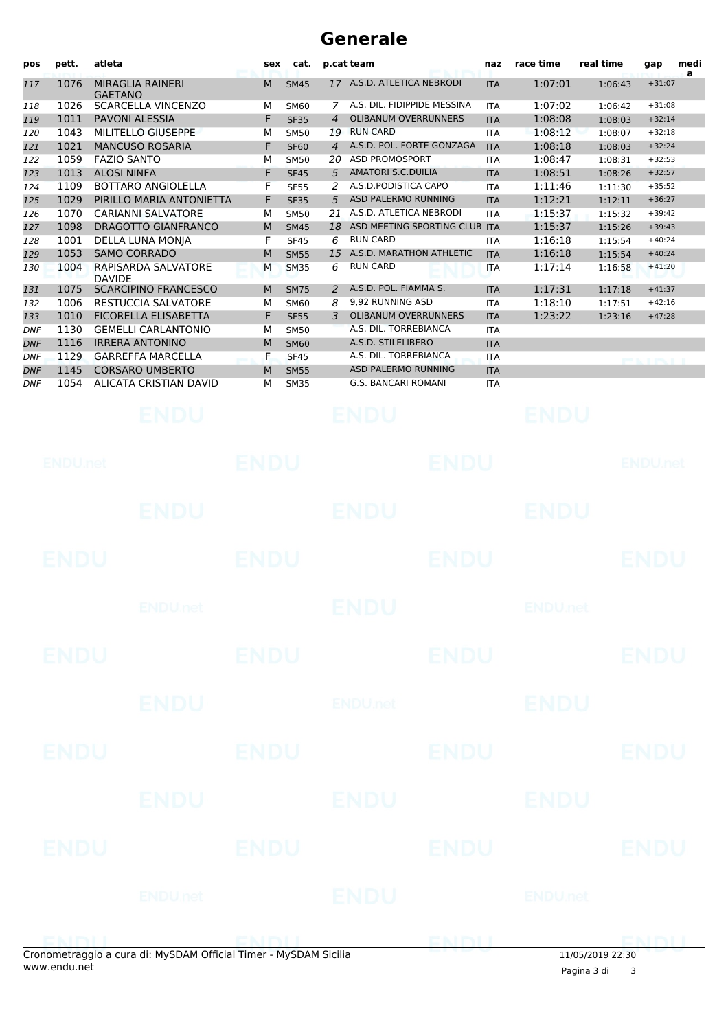# Generale

| pos | pett. | atleta | sex | cat. | p.cat | team | naz | race time | real time | gap | media |
|---|---|---|---|---|---|---|---|---|---|---|---|
| 117 | 1076 | MIRAGLIA RAINERI GAETANO | M | SM45 | 17 | A.S.D. ATLETICA NEBRODI | ITA | 1:07:01 | 1:06:43 | +31:07 | |
| 118 | 1026 | SCARCELLA VINCENZO | M | SM60 | 7 | A.S. DIL. FIDIPPIDE MESSINA | ITA | 1:07:02 | 1:06:42 | +31:08 | |
| 119 | 1011 | PAVONI ALESSIA | F | SF35 | 4 | OLIBANUM OVERRUNNERS | ITA | 1:08:08 | 1:08:03 | +32:14 | |
| 120 | 1043 | MILITELLO GIUSEPPE | M | SM50 | 19 | RUN CARD | ITA | 1:08:12 | 1:08:07 | +32:18 | |
| 121 | 1021 | MANCUSO ROSARIA | F | SF60 | 4 | A.S.D. POL. FORTE GONZAGA | ITA | 1:08:18 | 1:08:03 | +32:24 | |
| 122 | 1059 | FAZIO SANTO | M | SM50 | 20 | ASD PROMOSPORT | ITA | 1:08:47 | 1:08:31 | +32:53 | |
| 123 | 1013 | ALOSI NINFA | F | SF45 | 5 | AMATORI S.C.DUILIA | ITA | 1:08:51 | 1:08:26 | +32:57 | |
| 124 | 1109 | BOTTARO ANGIOLELLA | F | SF55 | 2 | A.S.D.PODISTICA CAPO | ITA | 1:11:46 | 1:11:30 | +35:52 | |
| 125 | 1029 | PIRILLO MARIA ANTONIETTA | F | SF35 | 5 | ASD PALERMO RUNNING | ITA | 1:12:21 | 1:12:11 | +36:27 | |
| 126 | 1070 | CARIANNI SALVATORE | M | SM50 | 21 | A.S.D. ATLETICA NEBRODI | ITA | 1:15:37 | 1:15:32 | +39:42 | |
| 127 | 1098 | DRAGOTTO GIANFRANCO | M | SM45 | 18 | ASD MEETING SPORTING CLUB | ITA | 1:15:37 | 1:15:26 | +39:43 | |
| 128 | 1001 | DELLA LUNA MONJA | F | SF45 | 6 | RUN CARD | ITA | 1:16:18 | 1:15:54 | +40:24 | |
| 129 | 1053 | SAMO CORRADO | M | SM55 | 15 | A.S.D. MARATHON ATHLETIC | ITA | 1:16:18 | 1:15:54 | +40:24 | |
| 130 | 1004 | RAPISARDA SALVATORE DAVIDE | M | SM35 | 6 | RUN CARD | ITA | 1:17:14 | 1:16:58 | +41:20 | |
| 131 | 1075 | SCARCIPINO FRANCESCO | M | SM75 | 2 | A.S.D. POL. FIAMMA S. | ITA | 1:17:31 | 1:17:18 | +41:37 | |
| 132 | 1006 | RESTUCCIA SALVATORE | M | SM60 | 8 | 9,92 RUNNING ASD | ITA | 1:18:10 | 1:17:51 | +42:16 | |
| 133 | 1010 | FICORELLA ELISABETTA | F | SF55 | 3 | OLIBANUM OVERRUNNERS | ITA | 1:23:22 | 1:23:16 | +47:28 | |
| DNF | 1130 | GEMELLI CARLANTONIO | M | SM50 | | A.S. DIL. TORREBIANCA | ITA | | | | |
| DNF | 1116 | IRRERA ANTONINO | M | SM60 | | A.S.D. STILELIBERO | ITA | | | | |
| DNF | 1129 | GARREFFA MARCELLA | F | SF45 | | A.S. DIL. TORREBIANCA | ITA | | | | |
| DNF | 1145 | CORSARO UMBERTO | M | SM55 | | ASD PALERMO RUNNING | ITA | | | | |
| DNF | 1054 | ALICATA CRISTIAN DAVID | M | SM35 | | G.S. BANCARI ROMANI | ITA | | | | |

Cronometraggio a cura di: MySDAM Official Timer - MySDAM Sicilia
www.endu.net

11/05/2019 22:30